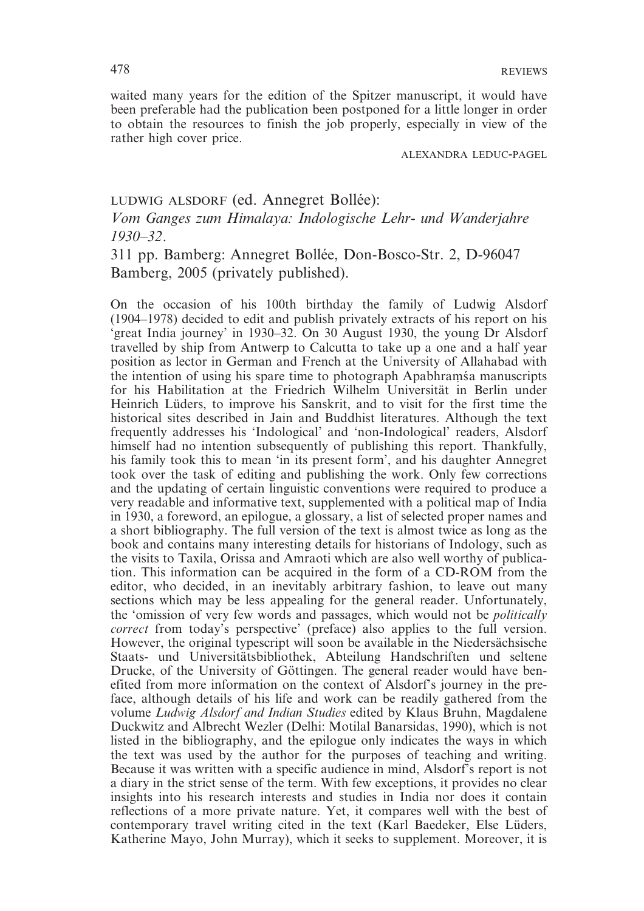waited many years for the edition of the Spitzer manuscript, it would have been preferable had the publication been postponed for a little longer in order to obtain the resources to finish the job properly, especially in view of the rather high cover price.

ALEXANDRA LEDUC-PAGEL

LUDWIG ALSDORF (ed. Annegret Bollée):
*Vom Ganges zum Himalaya: Indologische Lehr- und Wanderjahre 1930–32*.
311 pp. Bamberg: Annegret Bollée, Don-Bosco-Str. 2, D-96047 Bamberg, 2005 (privately published).

On the occasion of his 100th birthday the family of Ludwig Alsdorf (1904–1978) decided to edit and publish privately extracts of his report on his 'great India journey' in 1930–32. On 30 August 1930, the young Dr Alsdorf travelled by ship from Antwerp to Calcutta to take up a one and a half year position as lector in German and French at the University of Allahabad with the intention of using his spare time to photograph Apabhraṃśa manuscripts for his Habilitation at the Friedrich Wilhelm Universität in Berlin under Heinrich Lüders, to improve his Sanskrit, and to visit for the first time the historical sites described in Jain and Buddhist literatures. Although the text frequently addresses his 'Indological' and 'non-Indological' readers, Alsdorf himself had no intention subsequently of publishing this report. Thankfully, his family took this to mean 'in its present form', and his daughter Annegret took over the task of editing and publishing the work. Only few corrections and the updating of certain linguistic conventions were required to produce a very readable and informative text, supplemented with a political map of India in 1930, a foreword, an epilogue, a glossary, a list of selected proper names and a short bibliography. The full version of the text is almost twice as long as the book and contains many interesting details for historians of Indology, such as the visits to Taxila, Orissa and Amraoti which are also well worthy of publication. This information can be acquired in the form of a CD-ROM from the editor, who decided, in an inevitably arbitrary fashion, to leave out many sections which may be less appealing for the general reader. Unfortunately, the 'omission of very few words and passages, which would not be *politically correct* from today's perspective' (preface) also applies to the full version. However, the original typescript will soon be available in the Niedersächsische Staats- und Universitätsbibliothek, Abteilung Handschriften und seltene Drucke, of the University of Göttingen. The general reader would have benefited from more information on the context of Alsdorf's journey in the preface, although details of his life and work can be readily gathered from the volume *Ludwig Alsdorf and Indian Studies* edited by Klaus Bruhn, Magdalene Duckwitz and Albrecht Wezler (Delhi: Motilal Banarsidas, 1990), which is not listed in the bibliography, and the epilogue only indicates the ways in which the text was used by the author for the purposes of teaching and writing. Because it was written with a specific audience in mind, Alsdorf's report is not a diary in the strict sense of the term. With few exceptions, it provides no clear insights into his research interests and studies in India nor does it contain reflections of a more private nature. Yet, it compares well with the best of contemporary travel writing cited in the text (Karl Baedeker, Else Lüders, Katherine Mayo, John Murray), which it seeks to supplement. Moreover, it is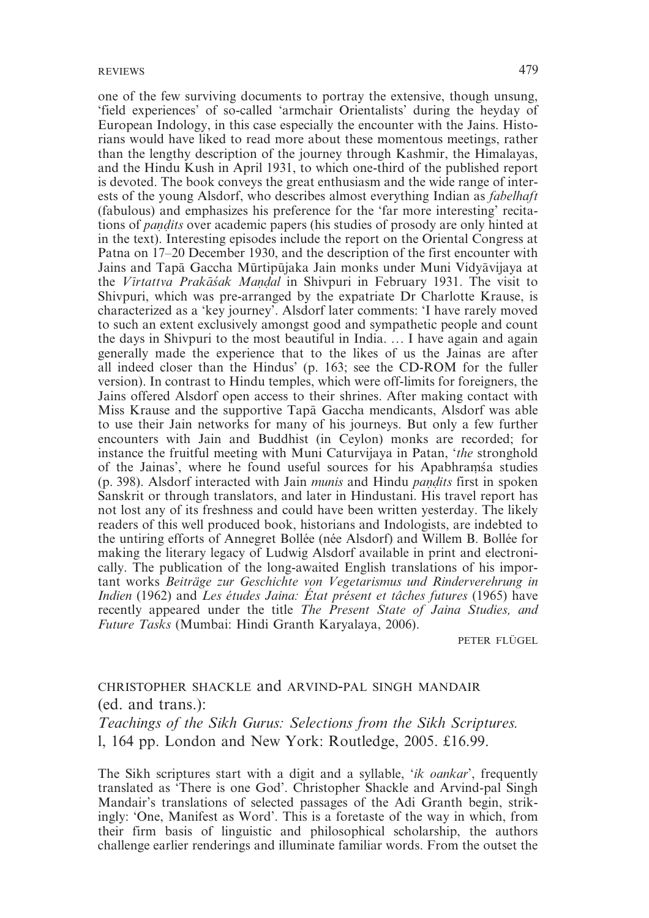one of the few surviving documents to portray the extensive, though unsung, 'field experiences' of so-called 'armchair Orientalists' during the heyday of European Indology, in this case especially the encounter with the Jains. Historians would have liked to read more about these momentous meetings, rather than the lengthy description of the journey through Kashmir, the Himalayas, and the Hindu Kush in April 1931, to which one-third of the published report is devoted. The book conveys the great enthusiasm and the wide range of interests of the young Alsdorf, who describes almost everything Indian as *fabelhaft* (fabulous) and emphasizes his preference for the 'far more interesting' recitations of *paṇḍits* over academic papers (his studies of prosody are only hinted at in the text). Interesting episodes include the report on the Oriental Congress at Patna on 17–20 December 1930, and the description of the first encounter with Jains and Tapā Gaccha Mūrtipūjaka Jain monks under Muni Vidyāvijaya at the *Vīrtattva Prakāśak Maṇḍal* in Shivpuri in February 1931. The visit to Shivpuri, which was pre-arranged by the expatriate Dr Charlotte Krause, is characterized as a 'key journey'. Alsdorf later comments: 'I have rarely moved to such an extent exclusively amongst good and sympathetic people and count the days in Shivpuri to the most beautiful in India. … I have again and again generally made the experience that to the likes of us the Jainas are after all indeed closer than the Hindus' (p. 163; see the CD-ROM for the fuller version). In contrast to Hindu temples, which were off-limits for foreigners, the Jains offered Alsdorf open access to their shrines. After making contact with Miss Krause and the supportive Tapā Gaccha mendicants, Alsdorf was able to use their Jain networks for many of his journeys. But only a few further encounters with Jain and Buddhist (in Ceylon) monks are recorded; for instance the fruitful meeting with Muni Caturvijaya in Patan, '*the* stronghold of the Jainas', where he found useful sources for his Apabhraṃśa studies (p. 398). Alsdorf interacted with Jain *munis* and Hindu *paṇḍits* first in spoken Sanskrit or through translators, and later in Hindustani. His travel report has not lost any of its freshness and could have been written yesterday. The likely readers of this well produced book, historians and Indologists, are indebted to the untiring efforts of Annegret Bollée (née Alsdorf) and Willem B. Bollée for making the literary legacy of Ludwig Alsdorf available in print and electronically. The publication of the long-awaited English translations of his important works *Beiträge zur Geschichte von Vegetarismus und Rinderverehrung in Indien* (1962) and *Les études Jaina: État présent et tâches futures* (1965) have recently appeared under the title *The Present State of Jaina Studies, and Future Tasks* (Mumbai: Hindi Granth Karyalaya, 2006).

PETER FLÜGEL

## CHRISTOPHER SHACKLE and ARVIND-PAL SINGH MANDAIR (ed. and trans.): *Teachings of the Sikh Gurus: Selections from the Sikh Scriptures.* l, 164 pp. London and New York: Routledge, 2005. £16.99.

The Sikh scriptures start with a digit and a syllable, '*ik oankar*', frequently translated as 'There is one God'. Christopher Shackle and Arvind-pal Singh Mandair's translations of selected passages of the Adi Granth begin, strikingly: 'One, Manifest as Word'. This is a foretaste of the way in which, from their firm basis of linguistic and philosophical scholarship, the authors challenge earlier renderings and illuminate familiar words. From the outset the